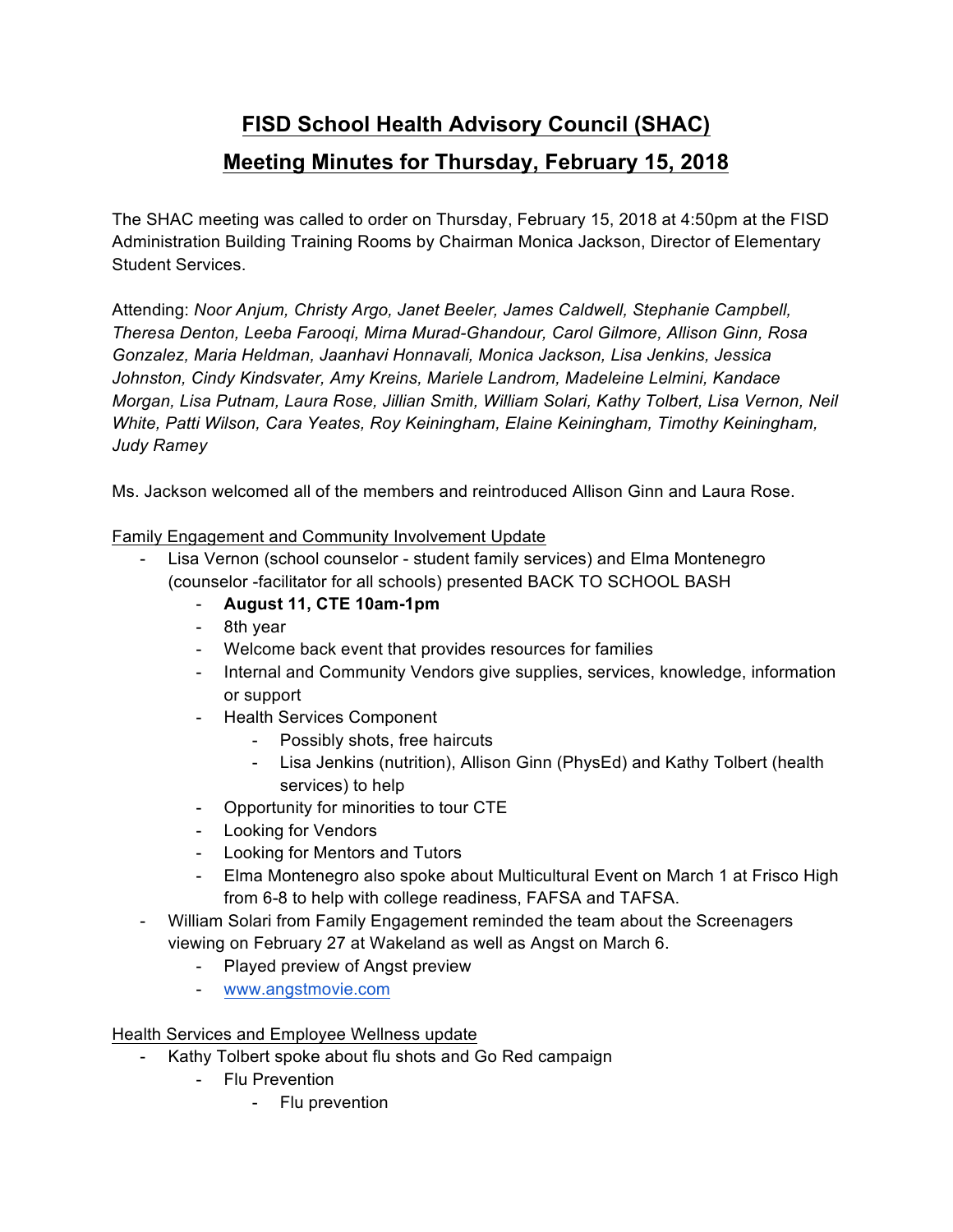# FISD School Health Advisory Council (SHAC)

# Meeting Minutes for Thursday, February 15, 2018

The SHAC meeting was called to order on Thursday, February 15, 2018 at 4:50pm at the FISD Administration Building Training Rooms by Chairman Monica Jackson, Director of Elementary Student Services.

Attending: *Noor Anjum, Christy Argo, Janet Beeler, James Caldwell, Stephanie Campbell, Theresa Denton, Leeba Farooqi, Mirna Murad-Ghandour, Carol Gilmore, Allison Ginn, Rosa Gonzalez, Maria Heldman, Jaanhavi Honnavali, Monica Jackson, Lisa Jenkins, Jessica Johnston, Cindy Kindsvater, Amy Kreins, Mariele Landrom, Madeleine Lelmini, Kandace Morgan, Lisa Putnam, Laura Rose, Jillian Smith, William Solari, Kathy Tolbert, Lisa Vernon, Neil White, Patti Wilson, Cara Yeates, Roy Keiningham, Elaine Keiningham, Timothy Keiningham, Judy Ramey*

Ms. Jackson welcomed all of the members and reintroduced Allison Ginn and Laura Rose.

<u>Family Engagement and Community Involvement Update</u>

- Lisa Vernon (school counselor - student family services) and Elma Montenegro (counselor -facilitator for all schools) presented BACK TO SCHOOL BASH
    - **August 11, CTE 10am-1pm**
    - 8th year
    - Welcome back event that provides resources for families
    - Internal and Community Vendors give supplies, services, knowledge, information or support
    - Health Services Component
        - Possibly shots, free haircuts
        - Lisa Jenkins (nutrition), Allison Ginn (PhysEd) and Kathy Tolbert (health services) to help
    - Opportunity for minorities to tour CTE
    - Looking for Vendors
    - Looking for Mentors and Tutors
    - Elma Montenegro also spoke about Multicultural Event on March 1 at Frisco High from 6-8 to help with college readiness, FAFSA and TAFSA.
- William Solari from Family Engagement reminded the team about the Screenagers viewing on February 27 at Wakeland as well as Angst on March 6.
    - Played preview of Angst preview
    - www.angstmovie.com

<u>Health Services and Employee Wellness update</u>

- Kathy Tolbert spoke about flu shots and Go Red campaign
    - Flu Prevention
        - Flu prevention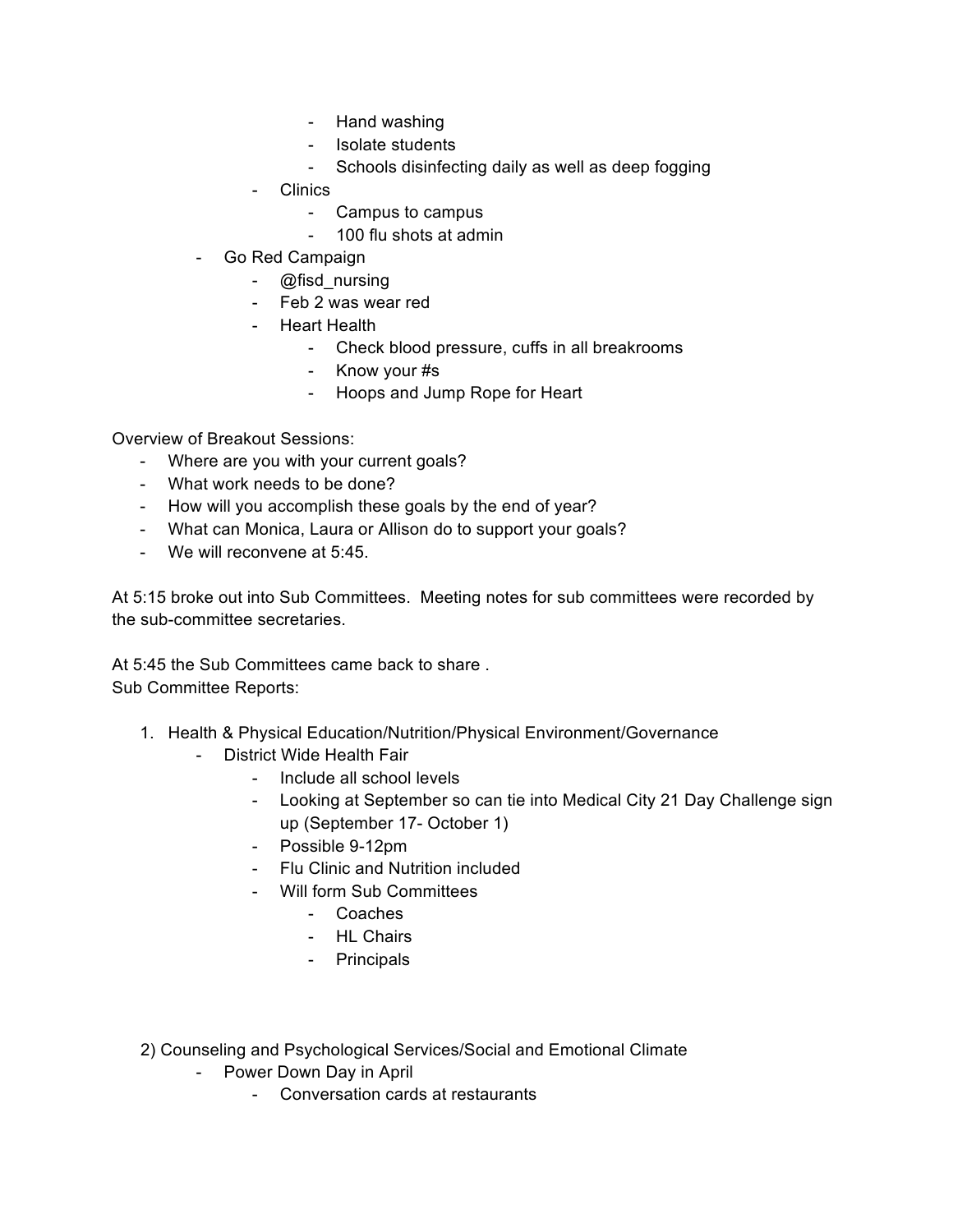- Hand washing
            - Isolate students
            - Schools disinfecting daily as well as deep fogging
        - Clinics
            - Campus to campus
            - 100 flu shots at admin
    - Go Red Campaign
        - @fisd_nursing
        - Feb 2 was wear red
        - Heart Health
            - Check blood pressure, cuffs in all breakrooms
            - Know your #s
            - Hoops and Jump Rope for Heart

Overview of Breakout Sessions:

- Where are you with your current goals?
- What work needs to be done?
- How will you accomplish these goals by the end of year?
- What can Monica, Laura or Allison do to support your goals?
- We will reconvene at 5:45.

At 5:15 broke out into Sub Committees. Meeting notes for sub committees were recorded by the sub-committee secretaries.

At 5:45 the Sub Committees came back to share .
Sub Committee Reports:

1. Health & Physical Education/Nutrition/Physical Environment/Governance
    - District Wide Health Fair
        - Include all school levels
        - Looking at September so can tie into Medical City 21 Day Challenge sign up (September 17- October 1)
        - Possible 9-12pm
        - Flu Clinic and Nutrition included
        - Will form Sub Committees
            - Coaches
            - HL Chairs
            - Principals

2) Counseling and Psychological Services/Social and Emotional Climate
    - Power Down Day in April
        - Conversation cards at restaurants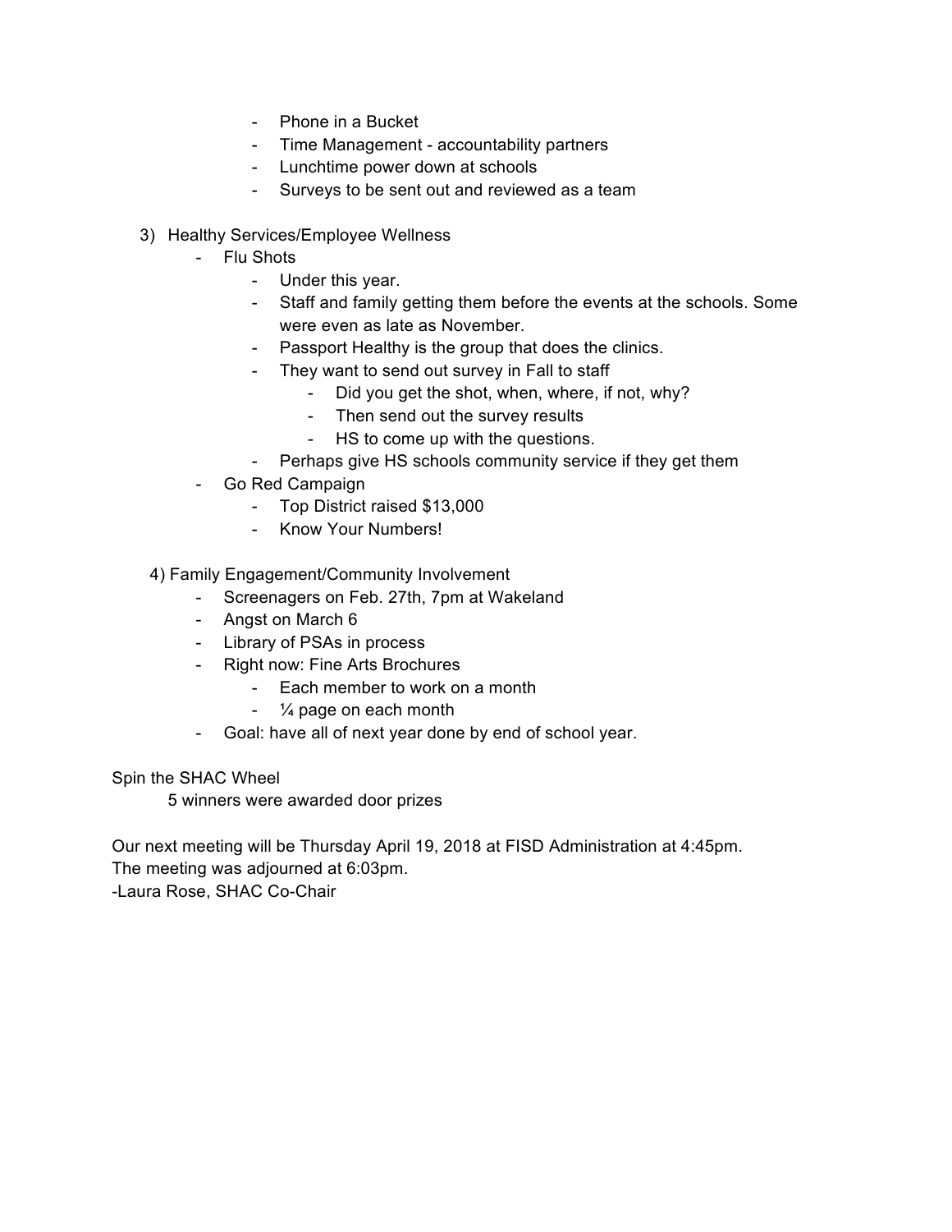- Phone in a Bucket
        - Time Management - accountability partners
        - Lunchtime power down at schools
        - Surveys to be sent out and reviewed as a team

3) Healthy Services/Employee Wellness
    - Flu Shots
        - Under this year.
        - Staff and family getting them before the events at the schools. Some were even as late as November.
        - Passport Healthy is the group that does the clinics.
        - They want to send out survey in Fall to staff
            - Did you get the shot, when, where, if not, why?
            - Then send out the survey results
            - HS to come up with the questions.
        - Perhaps give HS schools community service if they get them
    - Go Red Campaign
        - Top District raised $13,000
        - Know Your Numbers!

4) Family Engagement/Community Involvement
    - Screenagers on Feb. 27th, 7pm at Wakeland
    - Angst on March 6
    - Library of PSAs in process
    - Right now: Fine Arts Brochures
        - Each member to work on a month
        - ¼ page on each month
    - Goal: have all of next year done by end of school year.

Spin the SHAC Wheel

5 winners were awarded door prizes

Our next meeting will be Thursday April 19, 2018 at FISD Administration at 4:45pm.
The meeting was adjourned at 6:03pm.
-Laura Rose, SHAC Co-Chair